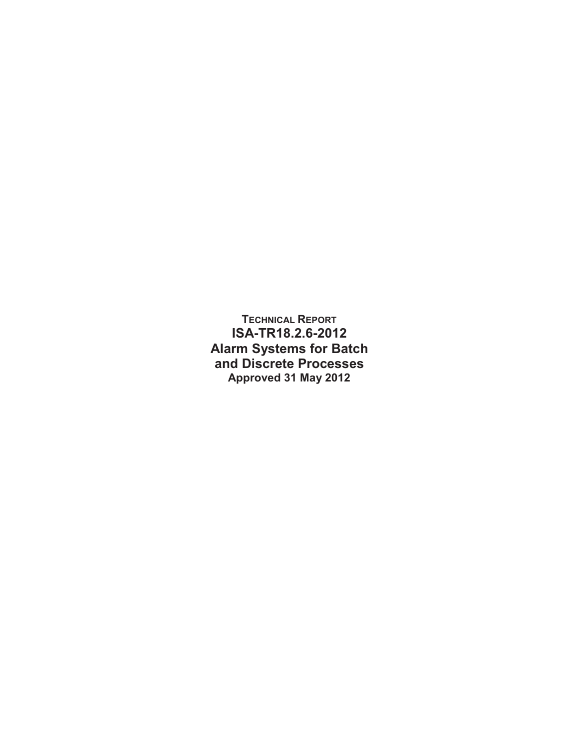**TECHNICAL REPORT**

# ISA-TR18.2.6-2012
# Alarm Systems for Batch and Discrete Processes

**Approved 31 May 2012**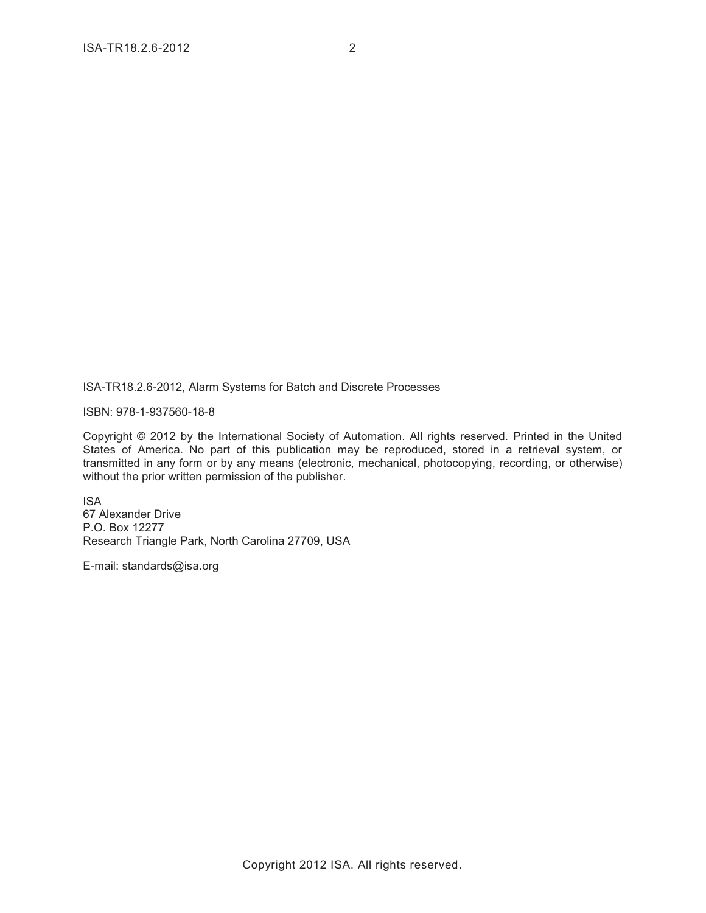ISA-TR18.2.6-2012, Alarm Systems for Batch and Discrete Processes

ISBN: 978-1-937560-18-8

Copyright © 2012 by the International Society of Automation. All rights reserved. Printed in the United States of America. No part of this publication may be reproduced, stored in a retrieval system, or transmitted in any form or by any means (electronic, mechanical, photocopying, recording, or otherwise) without the prior written permission of the publisher.

ISA
67 Alexander Drive
P.O. Box 12277
Research Triangle Park, North Carolina 27709, USA

E-mail: standards@isa.org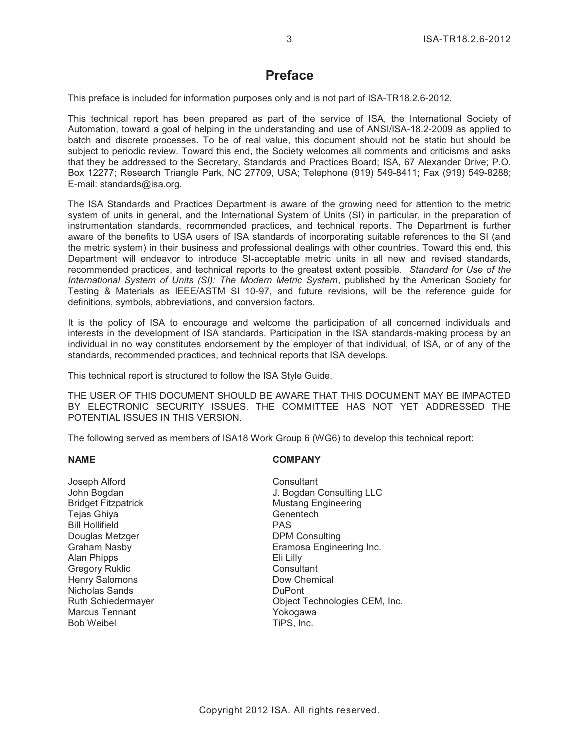# Preface

This preface is included for information purposes only and is not part of ISA-TR18.2.6-2012.

This technical report has been prepared as part of the service of ISA, the International Society of Automation, toward a goal of helping in the understanding and use of ANSI/ISA-18.2-2009 as applied to batch and discrete processes. To be of real value, this document should not be static but should be subject to periodic review. Toward this end, the Society welcomes all comments and criticisms and asks that they be addressed to the Secretary, Standards and Practices Board; ISA, 67 Alexander Drive; P.O. Box 12277; Research Triangle Park, NC 27709, USA; Telephone (919) 549-8411; Fax (919) 549-8288; E-mail: standards@isa.org.

The ISA Standards and Practices Department is aware of the growing need for attention to the metric system of units in general, and the International System of Units (SI) in particular, in the preparation of instrumentation standards, recommended practices, and technical reports. The Department is further aware of the benefits to USA users of ISA standards of incorporating suitable references to the SI (and the metric system) in their business and professional dealings with other countries. Toward this end, this Department will endeavor to introduce SI-acceptable metric units in all new and revised standards, recommended practices, and technical reports to the greatest extent possible. *Standard for Use of the International System of Units (SI): The Modern Metric System*, published by the American Society for Testing & Materials as IEEE/ASTM SI 10-97, and future revisions, will be the reference guide for definitions, symbols, abbreviations, and conversion factors.

It is the policy of ISA to encourage and welcome the participation of all concerned individuals and interests in the development of ISA standards. Participation in the ISA standards-making process by an individual in no way constitutes endorsement by the employer of that individual, of ISA, or of any of the standards, recommended practices, and technical reports that ISA develops.

This technical report is structured to follow the ISA Style Guide.

THE USER OF THIS DOCUMENT SHOULD BE AWARE THAT THIS DOCUMENT MAY BE IMPACTED BY ELECTRONIC SECURITY ISSUES. THE COMMITTEE HAS NOT YET ADDRESSED THE POTENTIAL ISSUES IN THIS VERSION.

The following served as members of ISA18 Work Group 6 (WG6) to develop this technical report:

| NAME | COMPANY |
|---|---|
| Joseph Alford | Consultant |
| John Bogdan | J. Bogdan Consulting LLC |
| Bridget Fitzpatrick | Mustang Engineering |
| Tejas Ghiya | Genentech |
| Bill Hollifield | PAS |
| Douglas Metzger | DPM Consulting |
| Graham Nasby | Eramosa Engineering Inc. |
| Alan Phipps | Eli Lilly |
| Gregory Ruklic | Consultant |
| Henry Salomons | Dow Chemical |
| Nicholas Sands | DuPont |
| Ruth Schiedermayer | Object Technologies CEM, Inc. |
| Marcus Tennant | Yokogawa |
| Bob Weibel | TiPS, Inc. |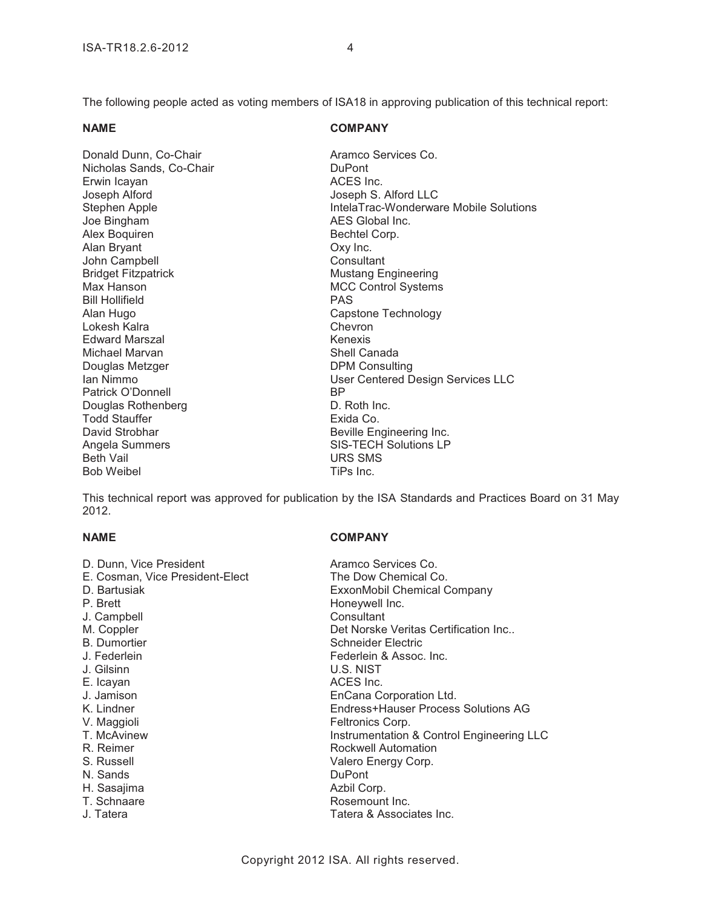The following people acted as voting members of ISA18 in approving publication of this technical report:

| NAME | COMPANY |
| --- | --- |
| Donald Dunn, Co-Chair | Aramco Services Co. |
| Nicholas Sands, Co-Chair | DuPont |
| Erwin Icayan | ACES Inc. |
| Joseph Alford | Joseph S. Alford LLC |
| Stephen Apple | IntelaTrac-Wonderware Mobile Solutions |
| Joe Bingham | AES Global Inc. |
| Alex Boquiren | Bechtel Corp. |
| Alan Bryant | Oxy Inc. |
| John Campbell | Consultant |
| Bridget Fitzpatrick | Mustang Engineering |
| Max Hanson | MCC Control Systems |
| Bill Hollifield | PAS |
| Alan Hugo | Capstone Technology |
| Lokesh Kalra | Chevron |
| Edward Marszal | Kenexis |
| Michael Marvan | Shell Canada |
| Douglas Metzger | DPM Consulting |
| Ian Nimmo | User Centered Design Services LLC |
| Patrick O'Donnell | BP |
| Douglas Rothenberg | D. Roth Inc. |
| Todd Stauffer | Exida Co. |
| David Strobhar | Beville Engineering Inc. |
| Angela Summers | SIS-TECH Solutions LP |
| Beth Vail | URS SMS |
| Bob Weibel | TiPs Inc. |

This technical report was approved for publication by the ISA Standards and Practices Board on 31 May 2012.

| NAME | COMPANY |
| --- | --- |
| D. Dunn, Vice President | Aramco Services Co. |
| E. Cosman, Vice President-Elect | The Dow Chemical Co. |
| D. Bartusiak | ExxonMobil Chemical Company |
| P. Brett | Honeywell Inc. |
| J. Campbell | Consultant |
| M. Coppler | Det Norske Veritas Certification Inc.. |
| B. Dumortier | Schneider Electric |
| J. Federlein | Federlein & Assoc. Inc. |
| J. Gilsinn | U.S. NIST |
| E. Icayan | ACES Inc. |
| J. Jamison | EnCana Corporation Ltd. |
| K. Lindner | Endress+Hauser Process Solutions AG |
| V. Maggioli | Feltronics Corp. |
| T. McAvinew | Instrumentation & Control Engineering LLC |
| R. Reimer | Rockwell Automation |
| S. Russell | Valero Energy Corp. |
| N. Sands | DuPont |
| H. Sasajima | Azbil Corp. |
| T. Schnaare | Rosemount Inc. |
| J. Tatera | Tatera & Associates Inc. |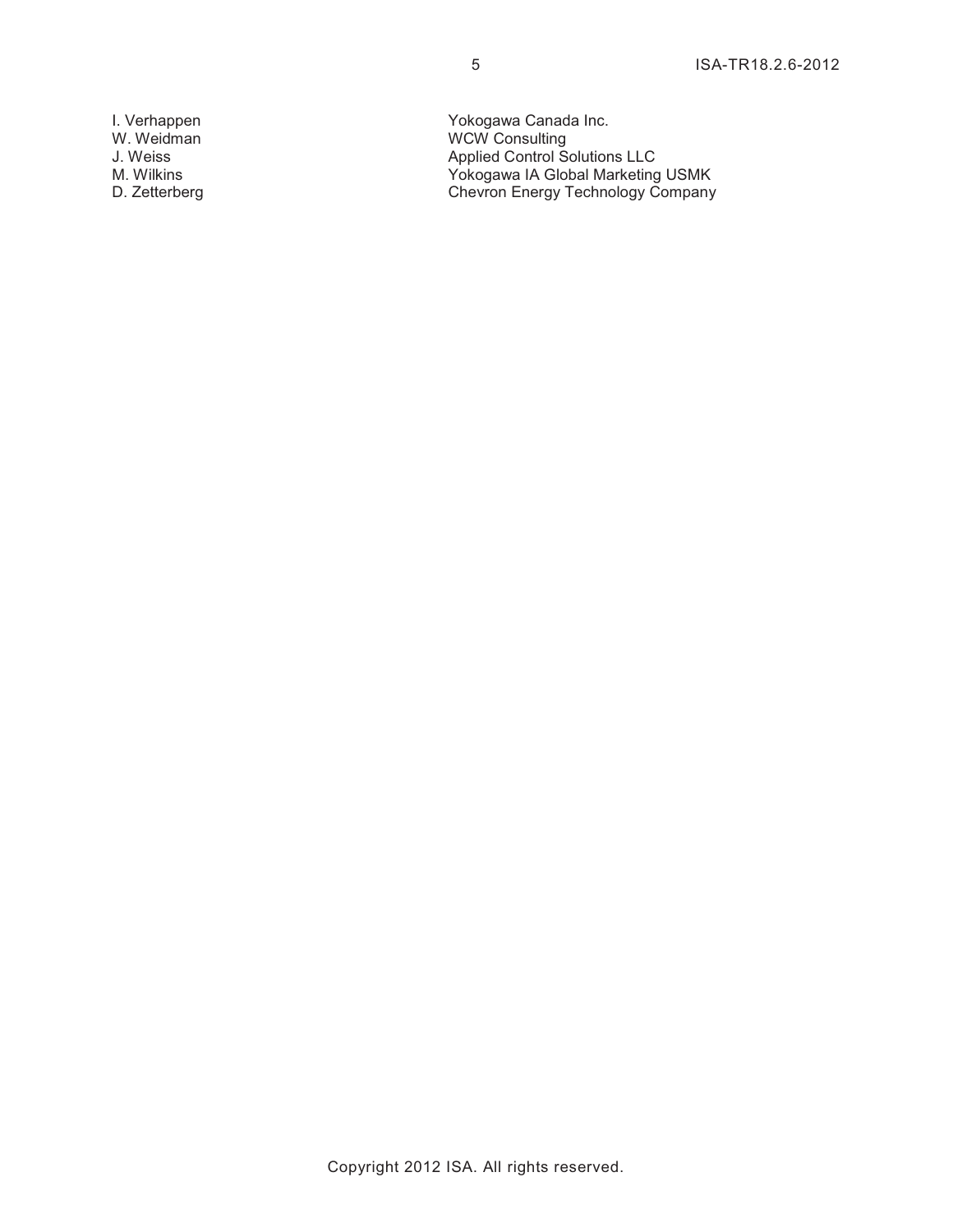| | |
|---|---|
| I. Verhappen | Yokogawa Canada Inc. |
| W. Weidman | WCW Consulting |
| J. Weiss | Applied Control Solutions LLC |
| M. Wilkins | Yokogawa IA Global Marketing USMK |
| D. Zetterberg | Chevron Energy Technology Company |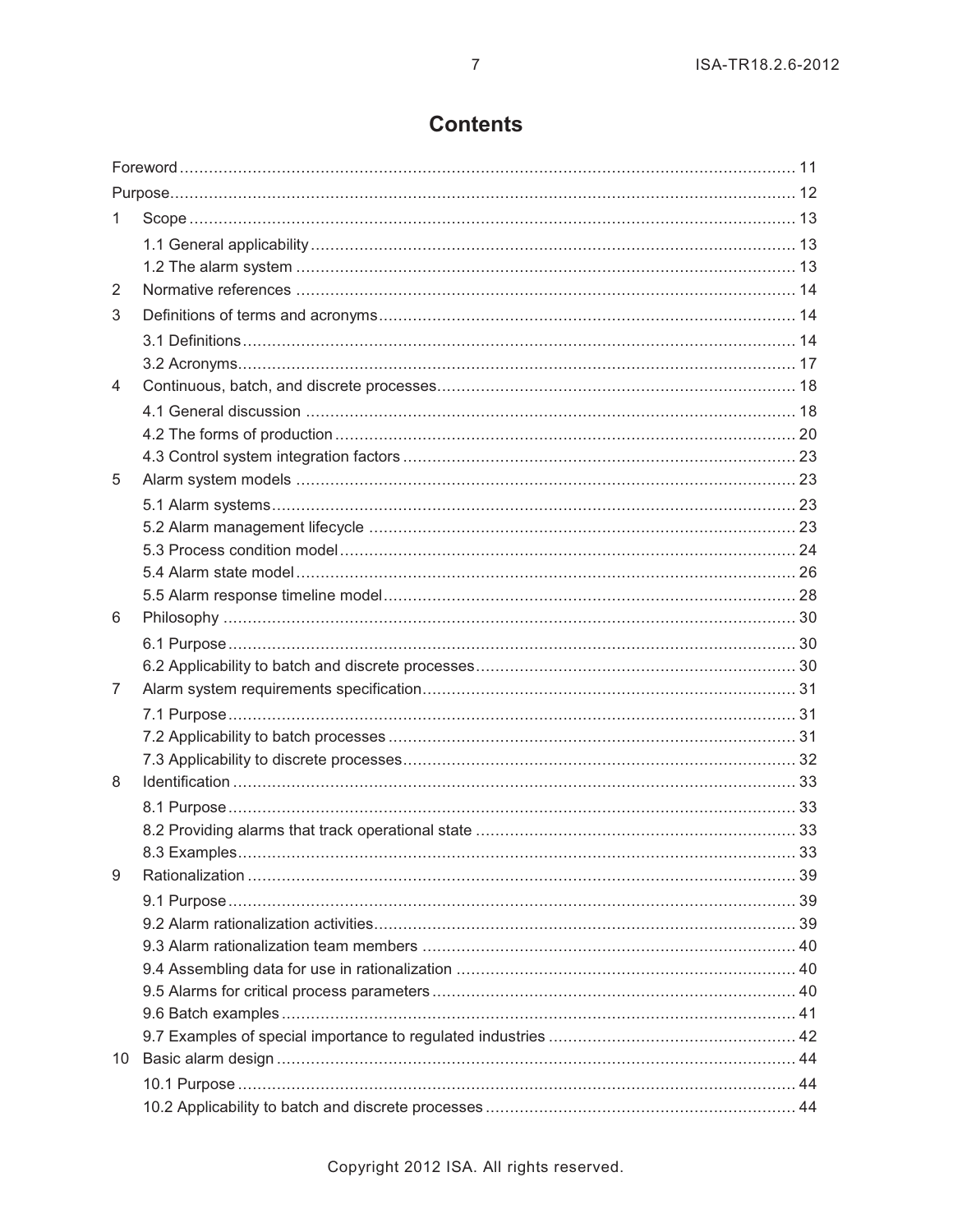# Contents

Foreword ............................................................................................................................ 11

Purpose.............................................................................................................................. 12

1 Scope ........................................................................................................................... 13

 1.1 General applicability ................................................................................................ 13

 1.2 The alarm system ..................................................................................................... 13

2 Normative references ..................................................................................................... 14

3 Definitions of terms and acronyms .................................................................................... 14

 3.1 Definitions ............................................................................................................... 14

 3.2 Acronyms................................................................................................................. 17

4 Continuous, batch, and discrete processes........................................................................ 18

 4.1 General discussion ................................................................................................... 18

 4.2 The forms of production ............................................................................................ 20

 4.3 Control system integration factors ............................................................................... 23

5 Alarm system models ..................................................................................................... 23

 5.1 Alarm systems.......................................................................................................... 23

 5.2 Alarm management lifecycle ...................................................................................... 23

 5.3 Process condition model ............................................................................................ 24

 5.4 Alarm state model ..................................................................................................... 26

 5.5 Alarm response timeline model ................................................................................... 28

6 Philosophy .................................................................................................................... 30

 6.1 Purpose ................................................................................................................... 30

 6.2 Applicability to batch and discrete processes................................................................ 30

7 Alarm system requirements specification........................................................................... 31

 7.1 Purpose ................................................................................................................... 31

 7.2 Applicability to batch processes .................................................................................. 31

 7.3 Applicability to discrete processes ............................................................................... 32

8 Identification .................................................................................................................. 33

 8.1 Purpose ................................................................................................................... 33

 8.2 Providing alarms that track operational state ................................................................ 33

 8.3 Examples ................................................................................................................. 33

9 Rationalization ............................................................................................................... 39

 9.1 Purpose ................................................................................................................... 39

 9.2 Alarm rationalization activities ..................................................................................... 39

 9.3 Alarm rationalization team members ........................................................................... 40

 9.4 Assembling data for use in rationalization .................................................................... 40

 9.5 Alarms for critical process parameters ......................................................................... 40

 9.6 Batch examples ........................................................................................................ 41

 9.7 Examples of special importance to regulated industries ................................................. 42

10 Basic alarm design ........................................................................................................ 44

 10.1 Purpose ................................................................................................................. 44

 10.2 Applicability to batch and discrete processes .............................................................. 44

Copyright 2012 ISA. All rights reserved.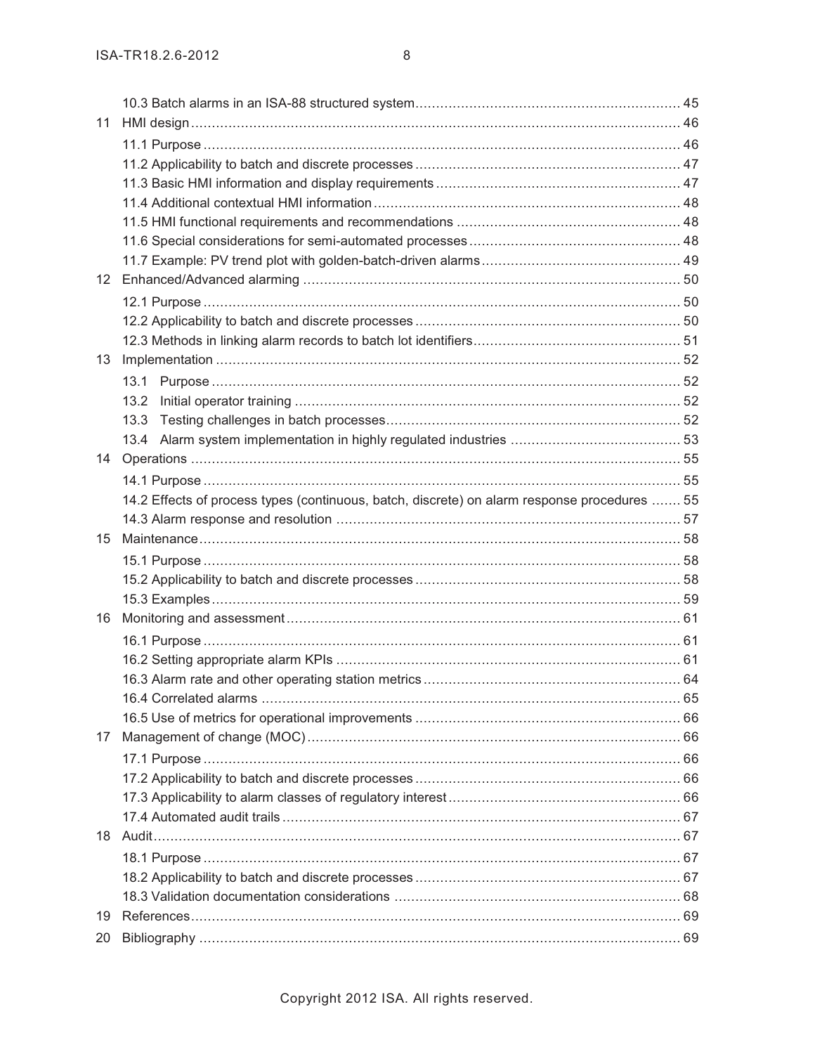10.3 Batch alarms in an ISA-88 structured system ............................................................ 45

11 HMI design ........................................................................................................ 46

11.1 Purpose ........................................................................................................ 46
11.2 Applicability to batch and discrete processes .................................................... 47
11.3 Basic HMI information and display requirements ............................................. 47
11.4 Additional contextual HMI information ............................................................. 48
11.5 HMI functional requirements and recommendations ......................................... 48
11.6 Special considerations for semi-automated processes ...................................... 48
11.7 Example: PV trend plot with golden-batch-driven alarms ..................................... 49

12 Enhanced/Advanced alarming ............................................................................ 50

12.1 Purpose ........................................................................................................ 50
12.2 Applicability to batch and discrete processes .................................................... 50
12.3 Methods in linking alarm records to batch lot identifiers ..................................... 51

13 Implementation .................................................................................................. 52

13.1 Purpose ........................................................................................................ 52
13.2 Initial operator training ................................................................................... 52
13.3 Testing challenges in batch processes ............................................................. 52
13.4 Alarm system implementation in highly regulated industries .............................. 53

14 Operations ......................................................................................................... 55

14.1 Purpose ........................................................................................................ 55
14.2 Effects of process types (continuous, batch, discrete) on alarm response procedures ....... 55
14.3 Alarm response and resolution ....................................................................... 57

15 Maintenance ....................................................................................................... 58

15.1 Purpose ........................................................................................................ 58
15.2 Applicability to batch and discrete processes .................................................... 58
15.3 Examples ...................................................................................................... 59

16 Monitoring and assessment ................................................................................ 61

16.1 Purpose ........................................................................................................ 61
16.2 Setting appropriate alarm KPIs ....................................................................... 61
16.3 Alarm rate and other operating station metrics ................................................. 64
16.4 Correlated alarms ......................................................................................... 65
16.5 Use of metrics for operational improvements ................................................... 66

17 Management of change (MOC) ........................................................................... 66

17.1 Purpose ........................................................................................................ 66
17.2 Applicability to batch and discrete processes .................................................... 66
17.3 Applicability to alarm classes of regulatory interest ............................................ 66
17.4 Automated audit trails .................................................................................... 67

18 Audit ................................................................................................................. 67

18.1 Purpose ........................................................................................................ 67
18.2 Applicability to batch and discrete processes .................................................... 67
18.3 Validation documentation considerations ......................................................... 68

19 References ......................................................................................................... 69

20 Bibliography ....................................................................................................... 69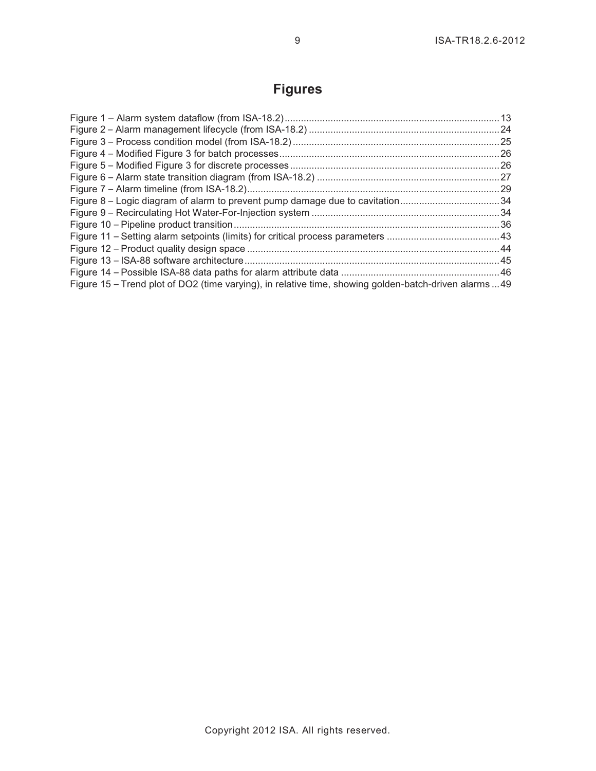# Figures

Figure 1 – Alarm system dataflow (from ISA-18.2) ........................................................................................ 13
Figure 2 – Alarm management lifecycle (from ISA-18.2) ........................................................................ 24
Figure 3 – Process condition model (from ISA-18.2) ............................................................................. 25
Figure 4 – Modified Figure 3 for batch processes .................................................................................. 26
Figure 5 – Modified Figure 3 for discrete processes .............................................................................. 26
Figure 6 – Alarm state transition diagram (from ISA-18.2) .................................................................... 27
Figure 7 – Alarm timeline (from ISA-18.2) .............................................................................................. 29
Figure 8 – Logic diagram of alarm to prevent pump damage due to cavitation ..................................... 34
Figure 9 – Recirculating Hot Water-For-Injection system ...................................................................... 34
Figure 10 – Pipeline product transition ................................................................................................... 36
Figure 11 – Setting alarm setpoints (limits) for critical process parameters .......................................... 43
Figure 12 – Product quality design space .............................................................................................. 44
Figure 13 – ISA-88 software architecture ............................................................................................... 45
Figure 14 – Possible ISA-88 data paths for alarm attribute data ........................................................... 46
Figure 15 – Trend plot of DO2 (time varying), in relative time, showing golden-batch-driven alarms ... 49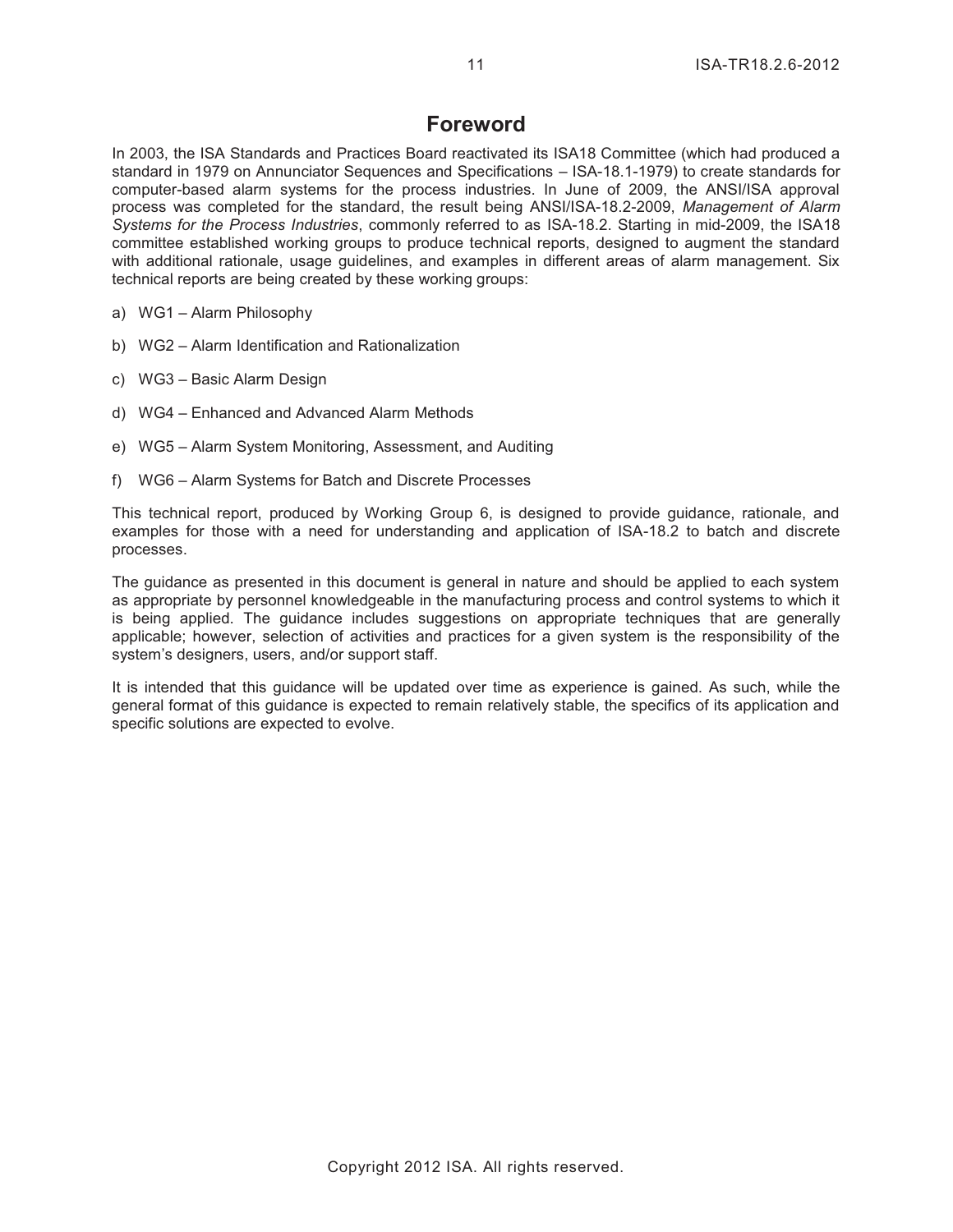# Foreword

In 2003, the ISA Standards and Practices Board reactivated its ISA18 Committee (which had produced a standard in 1979 on Annunciator Sequences and Specifications – ISA-18.1-1979) to create standards for computer-based alarm systems for the process industries. In June of 2009, the ANSI/ISA approval process was completed for the standard, the result being ANSI/ISA-18.2-2009, *Management of Alarm Systems for the Process Industries*, commonly referred to as ISA-18.2. Starting in mid-2009, the ISA18 committee established working groups to produce technical reports, designed to augment the standard with additional rationale, usage guidelines, and examples in different areas of alarm management. Six technical reports are being created by these working groups:

a) WG1 – Alarm Philosophy

b) WG2 – Alarm Identification and Rationalization

c) WG3 – Basic Alarm Design

d) WG4 – Enhanced and Advanced Alarm Methods

e) WG5 – Alarm System Monitoring, Assessment, and Auditing

f) WG6 – Alarm Systems for Batch and Discrete Processes

This technical report, produced by Working Group 6, is designed to provide guidance, rationale, and examples for those with a need for understanding and application of ISA-18.2 to batch and discrete processes.

The guidance as presented in this document is general in nature and should be applied to each system as appropriate by personnel knowledgeable in the manufacturing process and control systems to which it is being applied. The guidance includes suggestions on appropriate techniques that are generally applicable; however, selection of activities and practices for a given system is the responsibility of the system's designers, users, and/or support staff.

It is intended that this guidance will be updated over time as experience is gained. As such, while the general format of this guidance is expected to remain relatively stable, the specifics of its application and specific solutions are expected to evolve.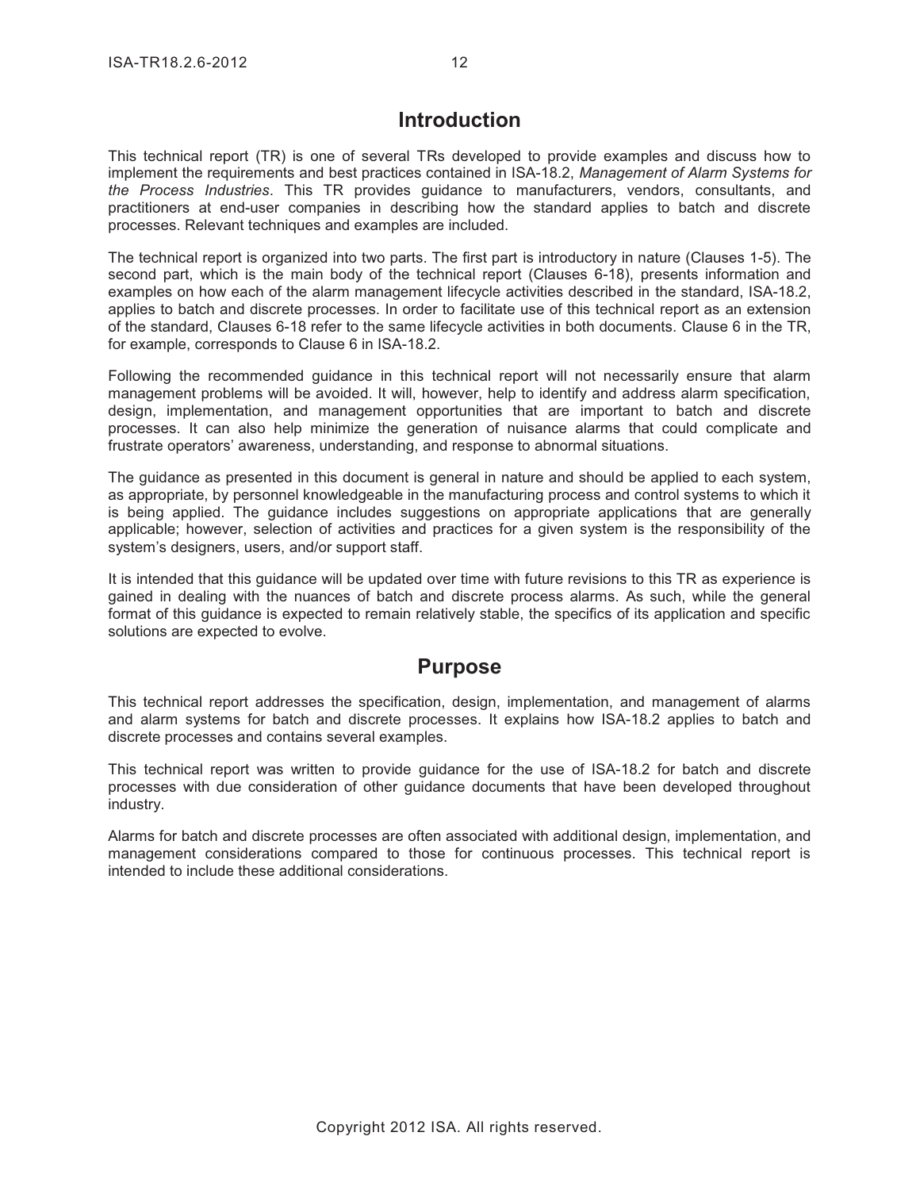# Introduction

This technical report (TR) is one of several TRs developed to provide examples and discuss how to implement the requirements and best practices contained in ISA-18.2, *Management of Alarm Systems for the Process Industries*. This TR provides guidance to manufacturers, vendors, consultants, and practitioners at end-user companies in describing how the standard applies to batch and discrete processes. Relevant techniques and examples are included.

The technical report is organized into two parts. The first part is introductory in nature (Clauses 1-5). The second part, which is the main body of the technical report (Clauses 6-18), presents information and examples on how each of the alarm management lifecycle activities described in the standard, ISA-18.2, applies to batch and discrete processes. In order to facilitate use of this technical report as an extension of the standard, Clauses 6-18 refer to the same lifecycle activities in both documents. Clause 6 in the TR, for example, corresponds to Clause 6 in ISA-18.2.

Following the recommended guidance in this technical report will not necessarily ensure that alarm management problems will be avoided. It will, however, help to identify and address alarm specification, design, implementation, and management opportunities that are important to batch and discrete processes. It can also help minimize the generation of nuisance alarms that could complicate and frustrate operators' awareness, understanding, and response to abnormal situations.

The guidance as presented in this document is general in nature and should be applied to each system, as appropriate, by personnel knowledgeable in the manufacturing process and control systems to which it is being applied. The guidance includes suggestions on appropriate applications that are generally applicable; however, selection of activities and practices for a given system is the responsibility of the system's designers, users, and/or support staff.

It is intended that this guidance will be updated over time with future revisions to this TR as experience is gained in dealing with the nuances of batch and discrete process alarms. As such, while the general format of this guidance is expected to remain relatively stable, the specifics of its application and specific solutions are expected to evolve.

# Purpose

This technical report addresses the specification, design, implementation, and management of alarms and alarm systems for batch and discrete processes. It explains how ISA-18.2 applies to batch and discrete processes and contains several examples.

This technical report was written to provide guidance for the use of ISA-18.2 for batch and discrete processes with due consideration of other guidance documents that have been developed throughout industry.

Alarms for batch and discrete processes are often associated with additional design, implementation, and management considerations compared to those for continuous processes. This technical report is intended to include these additional considerations.